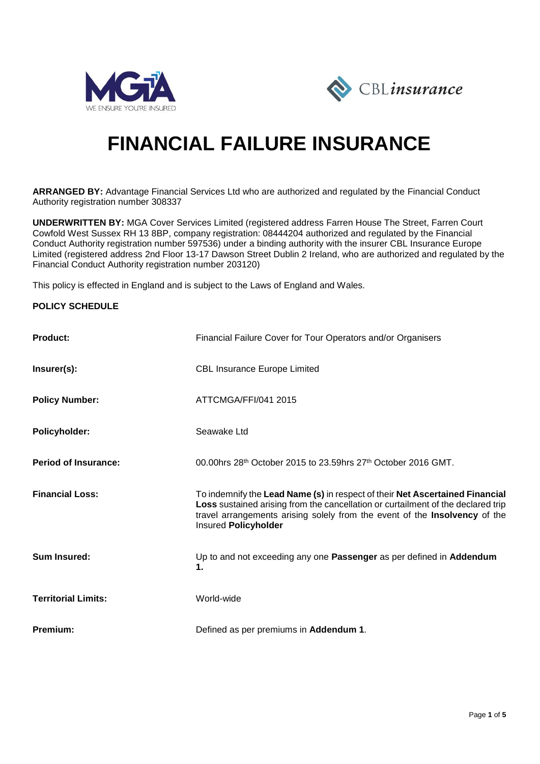# FINANCIAL FAILURE INSURANCE

**ARRANGED BY:** Advantage Financial Services Ltd who are authorized and regulated by the Financial Conduct Authority registration number 308337

**UNDERWRITTEN BY:** MGA Cover Services Limited (registered address Farren House The Street, Farren Court Cowfold West Sussex RH 13 8BP, company registration: 08444204 authorized and regulated by the Financial Conduct Authority registration number 597536) under a binding authority with the insurer CBL Insurance Europe Limited (registered address 2nd Floor 13-17 Dawson Street Dublin 2 Ireland, who are authorized and regulated by the Financial Conduct Authority registration number 203120)

This policy is effected in England and is subject to the Laws of England and Wales.

**POLICY SCHEDULE**

| | |
|---|---|
| **Product:** | Financial Failure Cover for Tour Operators and/or Organisers |
| **Insurer(s):** | CBL Insurance Europe Limited |
| **Policy Number:** | ATTCMGA/FFI/041 2015 |
| **Policyholder:** | Seawake Ltd |
| **Period of Insurance:** | 00.00hrs 28th October 2015 to 23.59hrs 27th October 2016 GMT. |
| **Financial Loss:** | To indemnify the **Lead Name (s)** in respect of their **Net Ascertained Financial Loss** sustained arising from the cancellation or curtailment of the declared trip travel arrangements arising solely from the event of the **Insolvency** of the Insured **Policyholder** |
| **Sum Insured:** | Up to and not exceeding any one **Passenger** as per defined in **Addendum 1.** |
| **Territorial Limits:** | World-wide |
| **Premium:** | Defined as per premiums in **Addendum 1**. |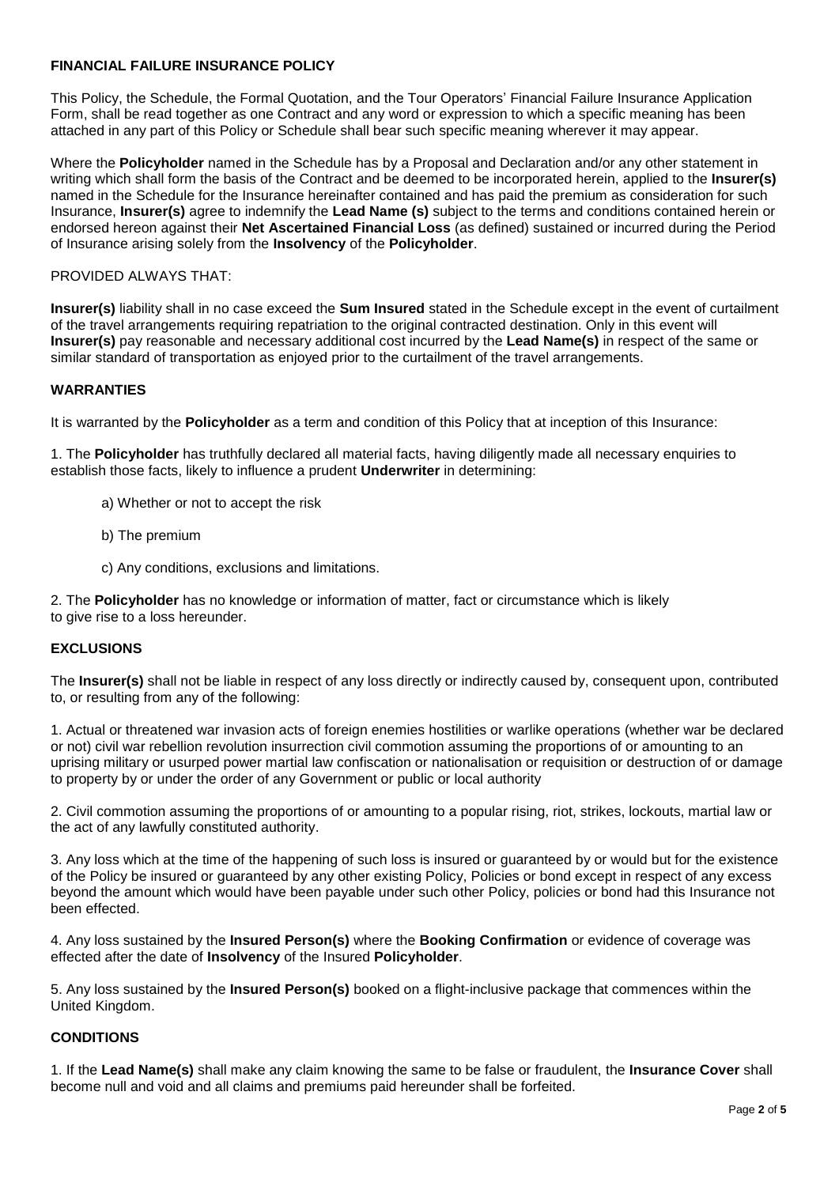## FINANCIAL FAILURE INSURANCE POLICY

This Policy, the Schedule, the Formal Quotation, and the Tour Operators' Financial Failure Insurance Application Form, shall be read together as one Contract and any word or expression to which a specific meaning has been attached in any part of this Policy or Schedule shall bear such specific meaning wherever it may appear.

Where the **Policyholder** named in the Schedule has by a Proposal and Declaration and/or any other statement in writing which shall form the basis of the Contract and be deemed to be incorporated herein, applied to the **Insurer(s)** named in the Schedule for the Insurance hereinafter contained and has paid the premium as consideration for such Insurance, **Insurer(s)** agree to indemnify the **Lead Name (s)** subject to the terms and conditions contained herein or endorsed hereon against their **Net Ascertained Financial Loss** (as defined) sustained or incurred during the Period of Insurance arising solely from the **Insolvency** of the **Policyholder**.

PROVIDED ALWAYS THAT:

**Insurer(s)** liability shall in no case exceed the **Sum Insured** stated in the Schedule except in the event of curtailment of the travel arrangements requiring repatriation to the original contracted destination. Only in this event will **Insurer(s)** pay reasonable and necessary additional cost incurred by the **Lead Name(s)** in respect of the same or similar standard of transportation as enjoyed prior to the curtailment of the travel arrangements.

### WARRANTIES

It is warranted by the **Policyholder** as a term and condition of this Policy that at inception of this Insurance:

1. The **Policyholder** has truthfully declared all material facts, having diligently made all necessary enquiries to establish those facts, likely to influence a prudent **Underwriter** in determining:

   a) Whether or not to accept the risk

   b) The premium

   c) Any conditions, exclusions and limitations.

2. The **Policyholder** has no knowledge or information of matter, fact or circumstance which is likely to give rise to a loss hereunder.

### EXCLUSIONS

The **Insurer(s)** shall not be liable in respect of any loss directly or indirectly caused by, consequent upon, contributed to, or resulting from any of the following:

1. Actual or threatened war invasion acts of foreign enemies hostilities or warlike operations (whether war be declared or not) civil war rebellion revolution insurrection civil commotion assuming the proportions of or amounting to an uprising military or usurped power martial law confiscation or nationalisation or requisition or destruction of or damage to property by or under the order of any Government or public or local authority

2. Civil commotion assuming the proportions of or amounting to a popular rising, riot, strikes, lockouts, martial law or the act of any lawfully constituted authority.

3. Any loss which at the time of the happening of such loss is insured or guaranteed by or would but for the existence of the Policy be insured or guaranteed by any other existing Policy, Policies or bond except in respect of any excess beyond the amount which would have been payable under such other Policy, policies or bond had this Insurance not been effected.

4. Any loss sustained by the **Insured Person(s)** where the **Booking Confirmation** or evidence of coverage was effected after the date of **Insolvency** of the Insured **Policyholder**.

5. Any loss sustained by the **Insured Person(s)** booked on a flight-inclusive package that commences within the United Kingdom.

### CONDITIONS

1. If the **Lead Name(s)** shall make any claim knowing the same to be false or fraudulent, the **Insurance Cover** shall become null and void and all claims and premiums paid hereunder shall be forfeited.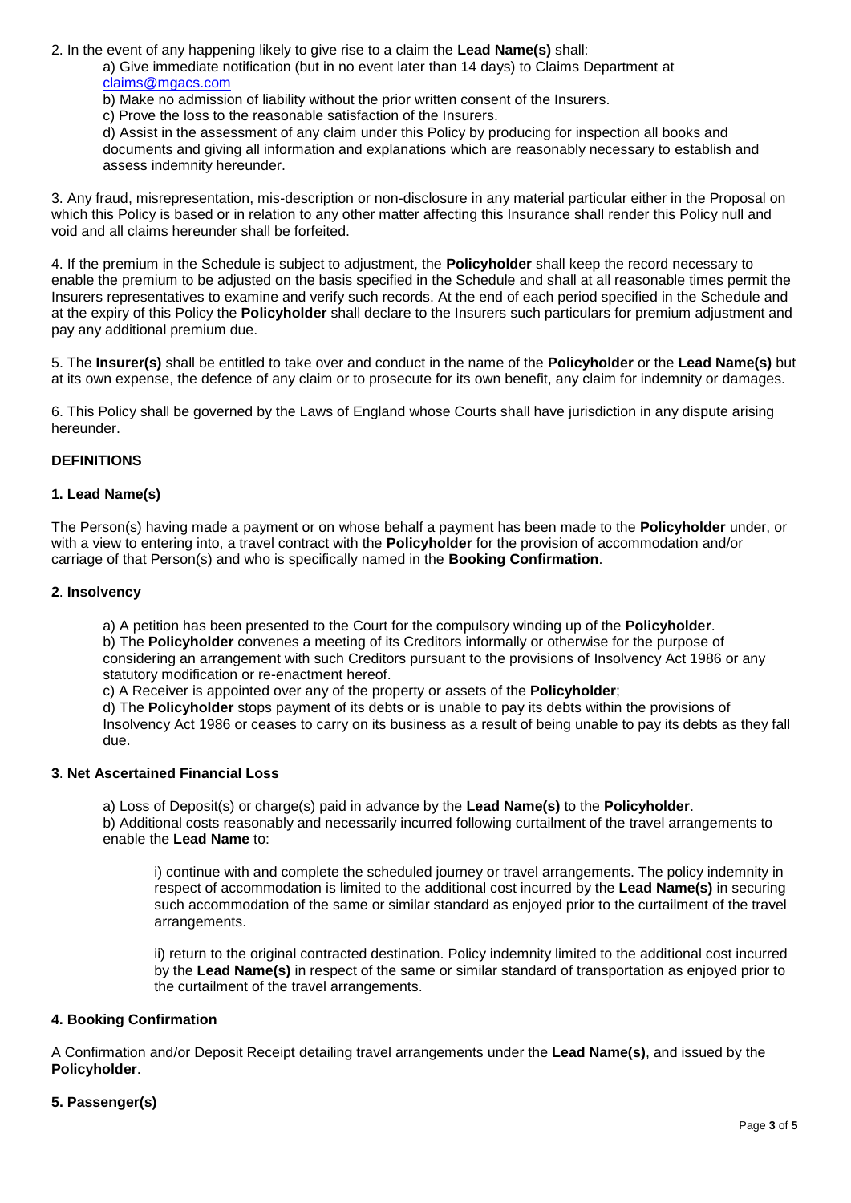2. In the event of any happening likely to give rise to a claim the **Lead Name(s)** shall:

a) Give immediate notification (but in no event later than 14 days) to Claims Department at claims@mgacs.com

b) Make no admission of liability without the prior written consent of the Insurers.

c) Prove the loss to the reasonable satisfaction of the Insurers.

d) Assist in the assessment of any claim under this Policy by producing for inspection all books and documents and giving all information and explanations which are reasonably necessary to establish and assess indemnity hereunder.

3. Any fraud, misrepresentation, mis-description or non-disclosure in any material particular either in the Proposal on which this Policy is based or in relation to any other matter affecting this Insurance shall render this Policy null and void and all claims hereunder shall be forfeited.

4. If the premium in the Schedule is subject to adjustment, the **Policyholder** shall keep the record necessary to enable the premium to be adjusted on the basis specified in the Schedule and shall at all reasonable times permit the Insurers representatives to examine and verify such records. At the end of each period specified in the Schedule and at the expiry of this Policy the **Policyholder** shall declare to the Insurers such particulars for premium adjustment and pay any additional premium due.

5. The **Insurer(s)** shall be entitled to take over and conduct in the name of the **Policyholder** or the **Lead Name(s)** but at its own expense, the defence of any claim or to prosecute for its own benefit, any claim for indemnity or damages.

6. This Policy shall be governed by the Laws of England whose Courts shall have jurisdiction in any dispute arising hereunder.

## DEFINITIONS

### 1. Lead Name(s)

The Person(s) having made a payment or on whose behalf a payment has been made to the **Policyholder** under, or with a view to entering into, a travel contract with the **Policyholder** for the provision of accommodation and/or carriage of that Person(s) and who is specifically named in the **Booking Confirmation**.

### 2. Insolvency

a) A petition has been presented to the Court for the compulsory winding up of the **Policyholder**.

b) The **Policyholder** convenes a meeting of its Creditors informally or otherwise for the purpose of considering an arrangement with such Creditors pursuant to the provisions of Insolvency Act 1986 or any statutory modification or re-enactment hereof.

c) A Receiver is appointed over any of the property or assets of the **Policyholder**;

d) The **Policyholder** stops payment of its debts or is unable to pay its debts within the provisions of Insolvency Act 1986 or ceases to carry on its business as a result of being unable to pay its debts as they fall due.

### 3. Net Ascertained Financial Loss

a) Loss of Deposit(s) or charge(s) paid in advance by the **Lead Name(s)** to the **Policyholder**.

b) Additional costs reasonably and necessarily incurred following curtailment of the travel arrangements to enable the **Lead Name** to:

i) continue with and complete the scheduled journey or travel arrangements. The policy indemnity in respect of accommodation is limited to the additional cost incurred by the **Lead Name(s)** in securing such accommodation of the same or similar standard as enjoyed prior to the curtailment of the travel arrangements.

ii) return to the original contracted destination. Policy indemnity limited to the additional cost incurred by the **Lead Name(s)** in respect of the same or similar standard of transportation as enjoyed prior to the curtailment of the travel arrangements.

### 4. Booking Confirmation

A Confirmation and/or Deposit Receipt detailing travel arrangements under the **Lead Name(s)**, and issued by the **Policyholder**.

### 5. Passenger(s)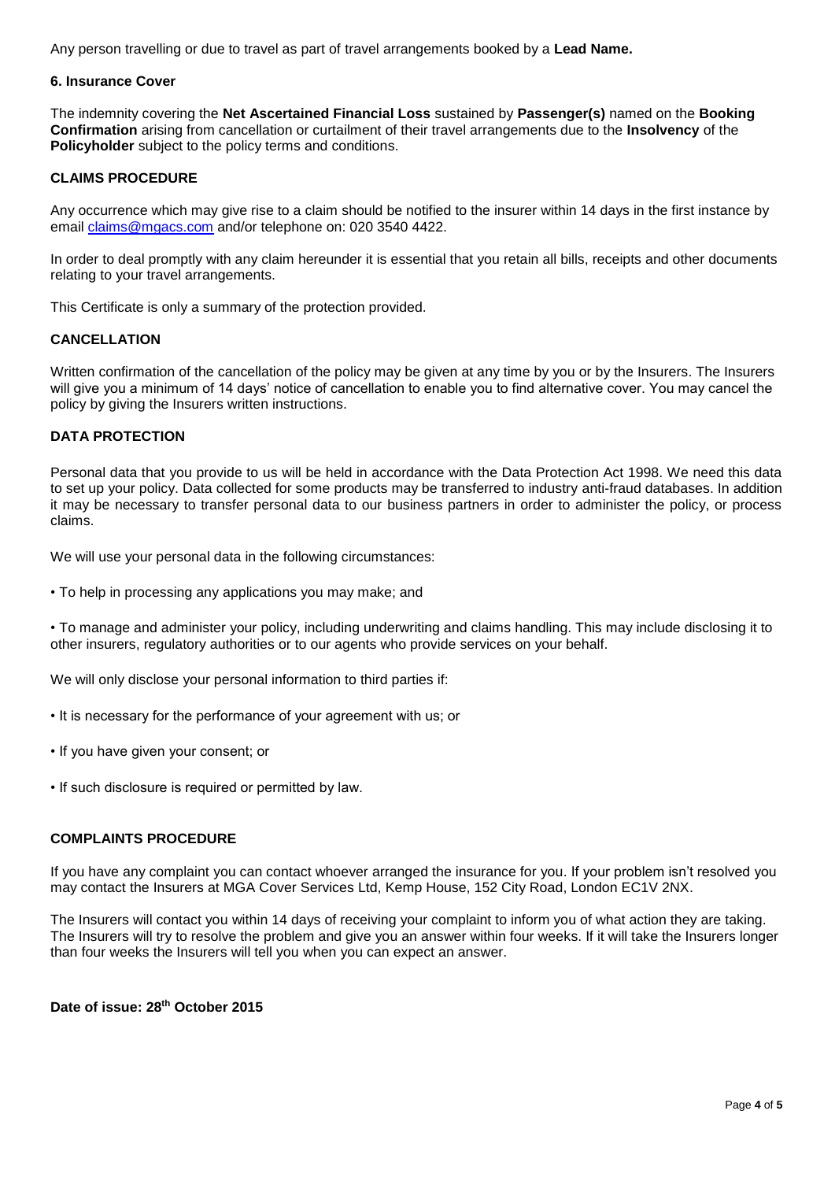Any person travelling or due to travel as part of travel arrangements booked by a **Lead Name.**

### 6. Insurance Cover

The indemnity covering the **Net Ascertained Financial Loss** sustained by **Passenger(s)** named on the **Booking Confirmation** arising from cancellation or curtailment of their travel arrangements due to the **Insolvency** of the **Policyholder** subject to the policy terms and conditions.

### CLAIMS PROCEDURE

Any occurrence which may give rise to a claim should be notified to the insurer within 14 days in the first instance by email claims@mgacs.com and/or telephone on: 020 3540 4422.

In order to deal promptly with any claim hereunder it is essential that you retain all bills, receipts and other documents relating to your travel arrangements.

This Certificate is only a summary of the protection provided.

### CANCELLATION

Written confirmation of the cancellation of the policy may be given at any time by you or by the Insurers. The Insurers will give you a minimum of 14 days' notice of cancellation to enable you to find alternative cover. You may cancel the policy by giving the Insurers written instructions.

### DATA PROTECTION

Personal data that you provide to us will be held in accordance with the Data Protection Act 1998. We need this data to set up your policy. Data collected for some products may be transferred to industry anti-fraud databases. In addition it may be necessary to transfer personal data to our business partners in order to administer the policy, or process claims.

We will use your personal data in the following circumstances:

- To help in processing any applications you may make; and
- To manage and administer your policy, including underwriting and claims handling. This may include disclosing it to other insurers, regulatory authorities or to our agents who provide services on your behalf.

We will only disclose your personal information to third parties if:

- It is necessary for the performance of your agreement with us; or
- If you have given your consent; or
- If such disclosure is required or permitted by law.

### COMPLAINTS PROCEDURE

If you have any complaint you can contact whoever arranged the insurance for you. If your problem isn't resolved you may contact the Insurers at MGA Cover Services Ltd, Kemp House, 152 City Road, London EC1V 2NX.

The Insurers will contact you within 14 days of receiving your complaint to inform you of what action they are taking. The Insurers will try to resolve the problem and give you an answer within four weeks. If it will take the Insurers longer than four weeks the Insurers will tell you when you can expect an answer.

**Date of issue: 28th October 2015**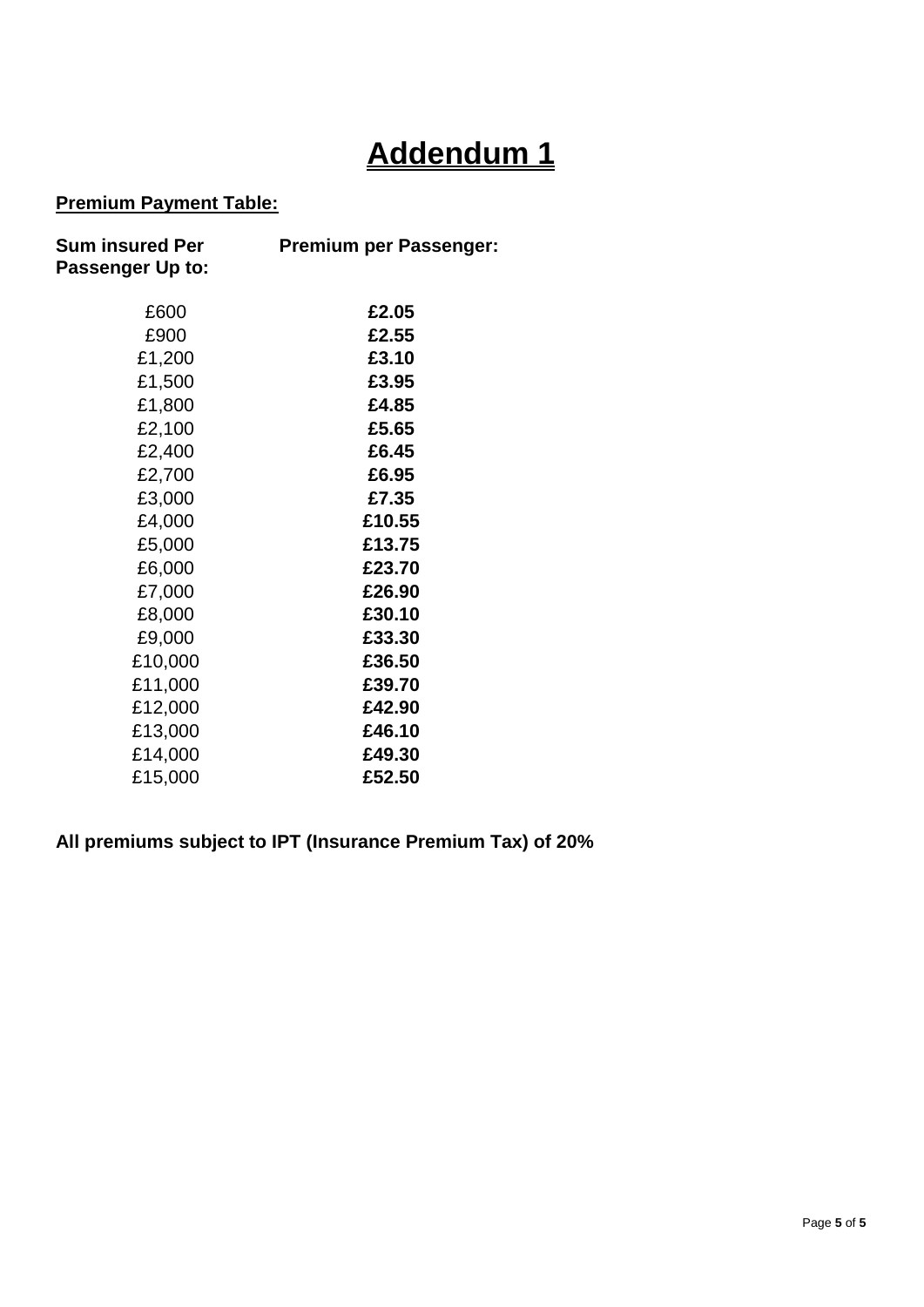# Addendum 1

**Premium Payment Table:**

| **Sum insured Per Passenger Up to:** | **Premium per Passenger:** |
| --- | --- |
| £600 | **£2.05** |
| £900 | **£2.55** |
| £1,200 | **£3.10** |
| £1,500 | **£3.95** |
| £1,800 | **£4.85** |
| £2,100 | **£5.65** |
| £2,400 | **£6.45** |
| £2,700 | **£6.95** |
| £3,000 | **£7.35** |
| £4,000 | **£10.55** |
| £5,000 | **£13.75** |
| £6,000 | **£23.70** |
| £7,000 | **£26.90** |
| £8,000 | **£30.10** |
| £9,000 | **£33.30** |
| £10,000 | **£36.50** |
| £11,000 | **£39.70** |
| £12,000 | **£42.90** |
| £13,000 | **£46.10** |
| £14,000 | **£49.30** |
| £15,000 | **£52.50** |

**All premiums subject to IPT (Insurance Premium Tax) of 20%**